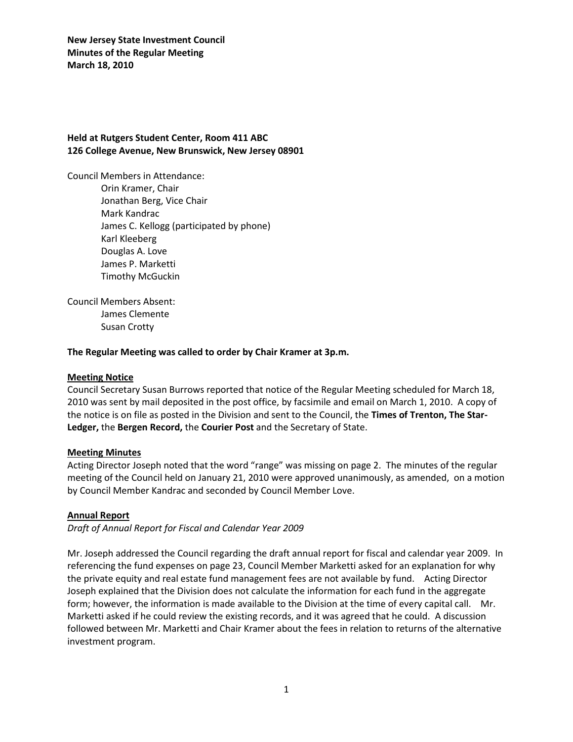**New Jersey State Investment Council**
**Minutes of the Regular Meeting**
**March 18, 2010**

**Held at Rutgers Student Center, Room 411 ABC**
**126 College Avenue, New Brunswick, New Jersey 08901**

Council Members in Attendance:
- Orin Kramer, Chair
- Jonathan Berg, Vice Chair
- Mark Kandrac
- James C. Kellogg (participated by phone)
- Karl Kleeberg
- Douglas A. Love
- James P. Marketti
- Timothy McGuckin

Council Members Absent:
- James Clemente
- Susan Crotty

**The Regular Meeting was called to order by Chair Kramer at 3p.m.**

**Meeting Notice**

Council Secretary Susan Burrows reported that notice of the Regular Meeting scheduled for March 18, 2010 was sent by mail deposited in the post office, by facsimile and email on March 1, 2010. A copy of the notice is on file as posted in the Division and sent to the Council, the **Times of Trenton, The Star-Ledger,** the **Bergen Record,** the **Courier Post** and the Secretary of State.

**Meeting Minutes**

Acting Director Joseph noted that the word "range" was missing on page 2. The minutes of the regular meeting of the Council held on January 21, 2010 were approved unanimously, as amended, on a motion by Council Member Kandrac and seconded by Council Member Love.

**Annual Report**

*Draft of Annual Report for Fiscal and Calendar Year 2009*

Mr. Joseph addressed the Council regarding the draft annual report for fiscal and calendar year 2009. In referencing the fund expenses on page 23, Council Member Marketti asked for an explanation for why the private equity and real estate fund management fees are not available by fund. Acting Director Joseph explained that the Division does not calculate the information for each fund in the aggregate form; however, the information is made available to the Division at the time of every capital call. Mr. Marketti asked if he could review the existing records, and it was agreed that he could. A discussion followed between Mr. Marketti and Chair Kramer about the fees in relation to returns of the alternative investment program.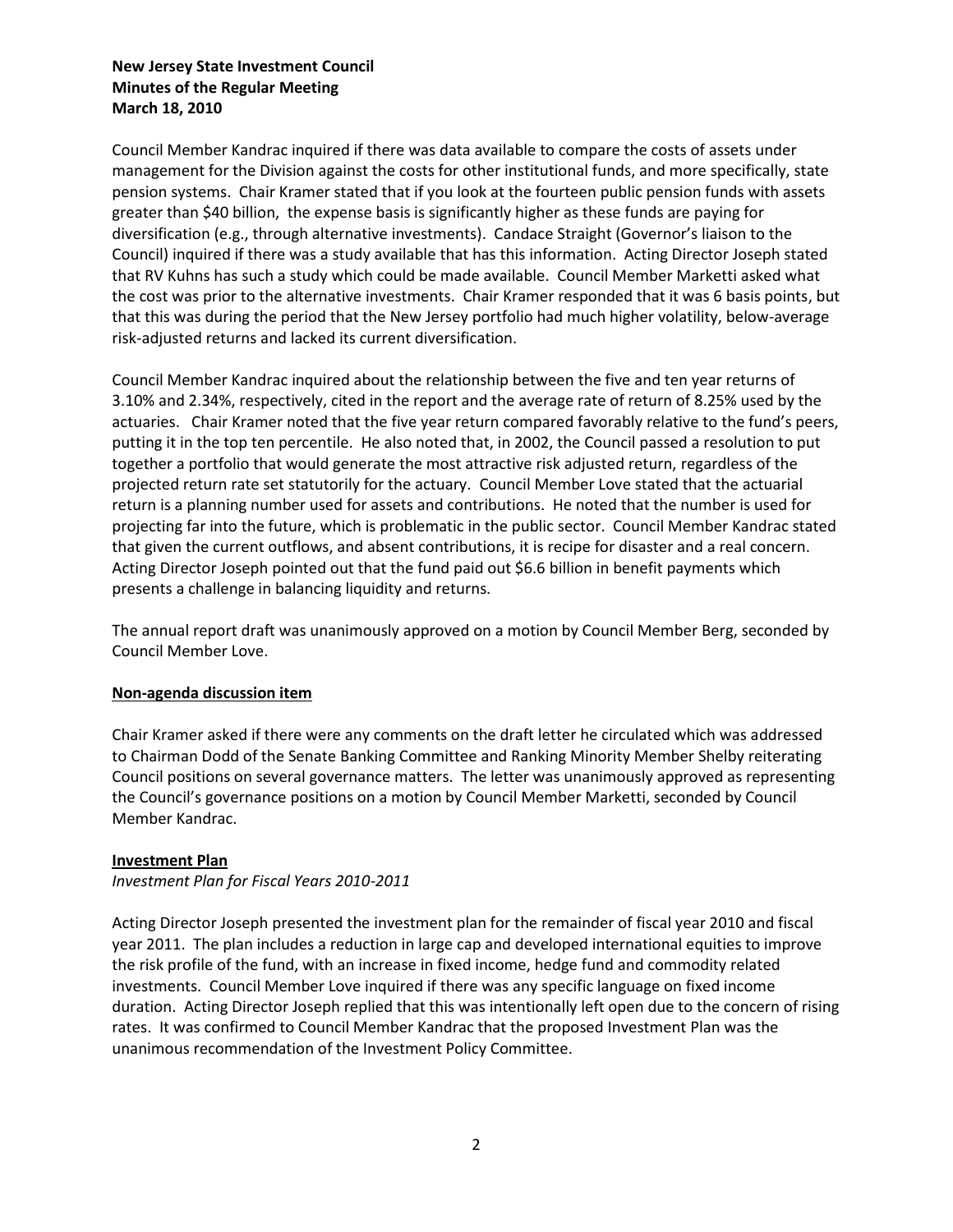Council Member Kandrac inquired if there was data available to compare the costs of assets under management for the Division against the costs for other institutional funds, and more specifically, state pension systems. Chair Kramer stated that if you look at the fourteen public pension funds with assets greater than $40 billion, the expense basis is significantly higher as these funds are paying for diversification (e.g., through alternative investments). Candace Straight (Governor's liaison to the Council) inquired if there was a study available that has this information. Acting Director Joseph stated that RV Kuhns has such a study which could be made available. Council Member Marketti asked what the cost was prior to the alternative investments. Chair Kramer responded that it was 6 basis points, but that this was during the period that the New Jersey portfolio had much higher volatility, below-average risk-adjusted returns and lacked its current diversification.

Council Member Kandrac inquired about the relationship between the five and ten year returns of 3.10% and 2.34%, respectively, cited in the report and the average rate of return of 8.25% used by the actuaries. Chair Kramer noted that the five year return compared favorably relative to the fund's peers, putting it in the top ten percentile. He also noted that, in 2002, the Council passed a resolution to put together a portfolio that would generate the most attractive risk adjusted return, regardless of the projected return rate set statutorily for the actuary. Council Member Love stated that the actuarial return is a planning number used for assets and contributions. He noted that the number is used for projecting far into the future, which is problematic in the public sector. Council Member Kandrac stated that given the current outflows, and absent contributions, it is recipe for disaster and a real concern. Acting Director Joseph pointed out that the fund paid out $6.6 billion in benefit payments which presents a challenge in balancing liquidity and returns.

The annual report draft was unanimously approved on a motion by Council Member Berg, seconded by Council Member Love.

**Non-agenda discussion item**

Chair Kramer asked if there were any comments on the draft letter he circulated which was addressed to Chairman Dodd of the Senate Banking Committee and Ranking Minority Member Shelby reiterating Council positions on several governance matters. The letter was unanimously approved as representing the Council's governance positions on a motion by Council Member Marketti, seconded by Council Member Kandrac.

**Investment Plan**

*Investment Plan for Fiscal Years 2010-2011*

Acting Director Joseph presented the investment plan for the remainder of fiscal year 2010 and fiscal year 2011. The plan includes a reduction in large cap and developed international equities to improve the risk profile of the fund, with an increase in fixed income, hedge fund and commodity related investments. Council Member Love inquired if there was any specific language on fixed income duration. Acting Director Joseph replied that this was intentionally left open due to the concern of rising rates. It was confirmed to Council Member Kandrac that the proposed Investment Plan was the unanimous recommendation of the Investment Policy Committee.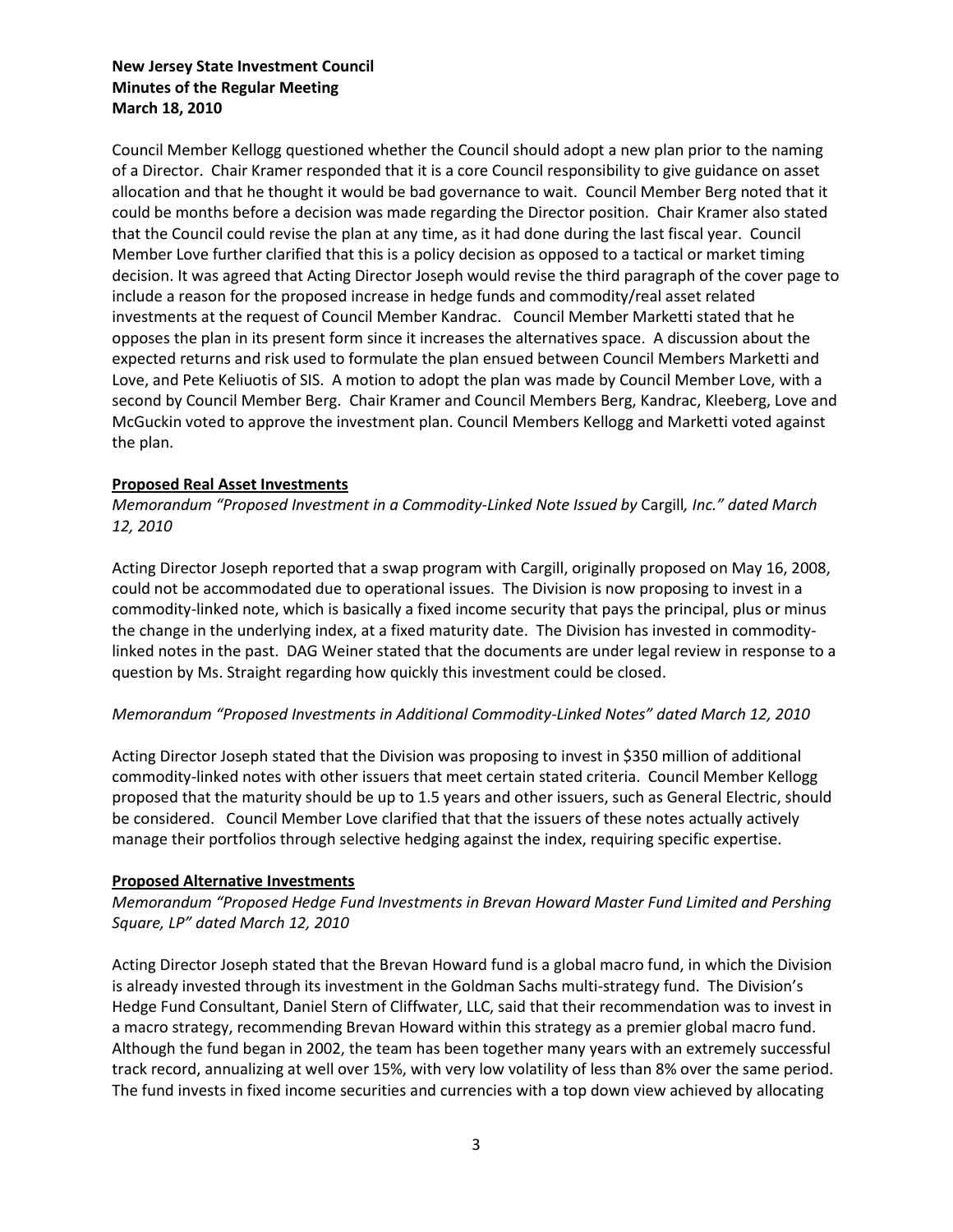**New Jersey State Investment Council**
**Minutes of the Regular Meeting**
**March 18, 2010**

Council Member Kellogg questioned whether the Council should adopt a new plan prior to the naming of a Director. Chair Kramer responded that it is a core Council responsibility to give guidance on asset allocation and that he thought it would be bad governance to wait. Council Member Berg noted that it could be months before a decision was made regarding the Director position. Chair Kramer also stated that the Council could revise the plan at any time, as it had done during the last fiscal year. Council Member Love further clarified that this is a policy decision as opposed to a tactical or market timing decision. It was agreed that Acting Director Joseph would revise the third paragraph of the cover page to include a reason for the proposed increase in hedge funds and commodity/real asset related investments at the request of Council Member Kandrac. Council Member Marketti stated that he opposes the plan in its present form since it increases the alternatives space. A discussion about the expected returns and risk used to formulate the plan ensued between Council Members Marketti and Love, and Pete Keliuotis of SIS. A motion to adopt the plan was made by Council Member Love, with a second by Council Member Berg. Chair Kramer and Council Members Berg, Kandrac, Kleeberg, Love and McGuckin voted to approve the investment plan. Council Members Kellogg and Marketti voted against the plan.

**Proposed Real Asset Investments**

*Memorandum "Proposed Investment in a Commodity-Linked Note Issued by* Cargill*, Inc." dated March 12, 2010*

Acting Director Joseph reported that a swap program with Cargill, originally proposed on May 16, 2008, could not be accommodated due to operational issues. The Division is now proposing to invest in a commodity-linked note, which is basically a fixed income security that pays the principal, plus or minus the change in the underlying index, at a fixed maturity date. The Division has invested in commodity-linked notes in the past. DAG Weiner stated that the documents are under legal review in response to a question by Ms. Straight regarding how quickly this investment could be closed.

*Memorandum "Proposed Investments in Additional Commodity-Linked Notes" dated March 12, 2010*

Acting Director Joseph stated that the Division was proposing to invest in $350 million of additional commodity-linked notes with other issuers that meet certain stated criteria. Council Member Kellogg proposed that the maturity should be up to 1.5 years and other issuers, such as General Electric, should be considered. Council Member Love clarified that that the issuers of these notes actually actively manage their portfolios through selective hedging against the index, requiring specific expertise.

**Proposed Alternative Investments**

*Memorandum "Proposed Hedge Fund Investments in Brevan Howard Master Fund Limited and Pershing Square, LP" dated March 12, 2010*

Acting Director Joseph stated that the Brevan Howard fund is a global macro fund, in which the Division is already invested through its investment in the Goldman Sachs multi-strategy fund. The Division's Hedge Fund Consultant, Daniel Stern of Cliffwater, LLC, said that their recommendation was to invest in a macro strategy, recommending Brevan Howard within this strategy as a premier global macro fund. Although the fund began in 2002, the team has been together many years with an extremely successful track record, annualizing at well over 15%, with very low volatility of less than 8% over the same period. The fund invests in fixed income securities and currencies with a top down view achieved by allocating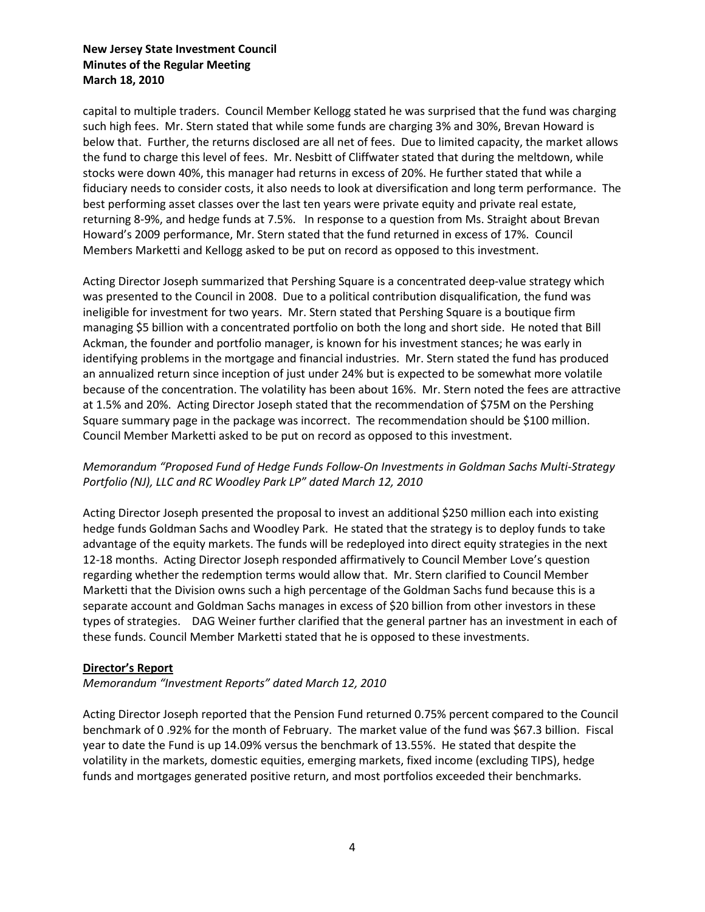capital to multiple traders. Council Member Kellogg stated he was surprised that the fund was charging such high fees. Mr. Stern stated that while some funds are charging 3% and 30%, Brevan Howard is below that. Further, the returns disclosed are all net of fees. Due to limited capacity, the market allows the fund to charge this level of fees. Mr. Nesbitt of Cliffwater stated that during the meltdown, while stocks were down 40%, this manager had returns in excess of 20%. He further stated that while a fiduciary needs to consider costs, it also needs to look at diversification and long term performance. The best performing asset classes over the last ten years were private equity and private real estate, returning 8-9%, and hedge funds at 7.5%. In response to a question from Ms. Straight about Brevan Howard's 2009 performance, Mr. Stern stated that the fund returned in excess of 17%. Council Members Marketti and Kellogg asked to be put on record as opposed to this investment.

Acting Director Joseph summarized that Pershing Square is a concentrated deep-value strategy which was presented to the Council in 2008. Due to a political contribution disqualification, the fund was ineligible for investment for two years. Mr. Stern stated that Pershing Square is a boutique firm managing $5 billion with a concentrated portfolio on both the long and short side. He noted that Bill Ackman, the founder and portfolio manager, is known for his investment stances; he was early in identifying problems in the mortgage and financial industries. Mr. Stern stated the fund has produced an annualized return since inception of just under 24% but is expected to be somewhat more volatile because of the concentration. The volatility has been about 16%. Mr. Stern noted the fees are attractive at 1.5% and 20%. Acting Director Joseph stated that the recommendation of $75M on the Pershing Square summary page in the package was incorrect. The recommendation should be $100 million. Council Member Marketti asked to be put on record as opposed to this investment.

*Memorandum "Proposed Fund of Hedge Funds Follow-On Investments in Goldman Sachs Multi-Strategy Portfolio (NJ), LLC and RC Woodley Park LP" dated March 12, 2010*

Acting Director Joseph presented the proposal to invest an additional $250 million each into existing hedge funds Goldman Sachs and Woodley Park. He stated that the strategy is to deploy funds to take advantage of the equity markets. The funds will be redeployed into direct equity strategies in the next 12-18 months. Acting Director Joseph responded affirmatively to Council Member Love's question regarding whether the redemption terms would allow that. Mr. Stern clarified to Council Member Marketti that the Division owns such a high percentage of the Goldman Sachs fund because this is a separate account and Goldman Sachs manages in excess of $20 billion from other investors in these types of strategies. DAG Weiner further clarified that the general partner has an investment in each of these funds. Council Member Marketti stated that he is opposed to these investments.

**Director's Report**

*Memorandum "Investment Reports" dated March 12, 2010*

Acting Director Joseph reported that the Pension Fund returned 0.75% percent compared to the Council benchmark of 0 .92% for the month of February. The market value of the fund was $67.3 billion. Fiscal year to date the Fund is up 14.09% versus the benchmark of 13.55%. He stated that despite the volatility in the markets, domestic equities, emerging markets, fixed income (excluding TIPS), hedge funds and mortgages generated positive return, and most portfolios exceeded their benchmarks.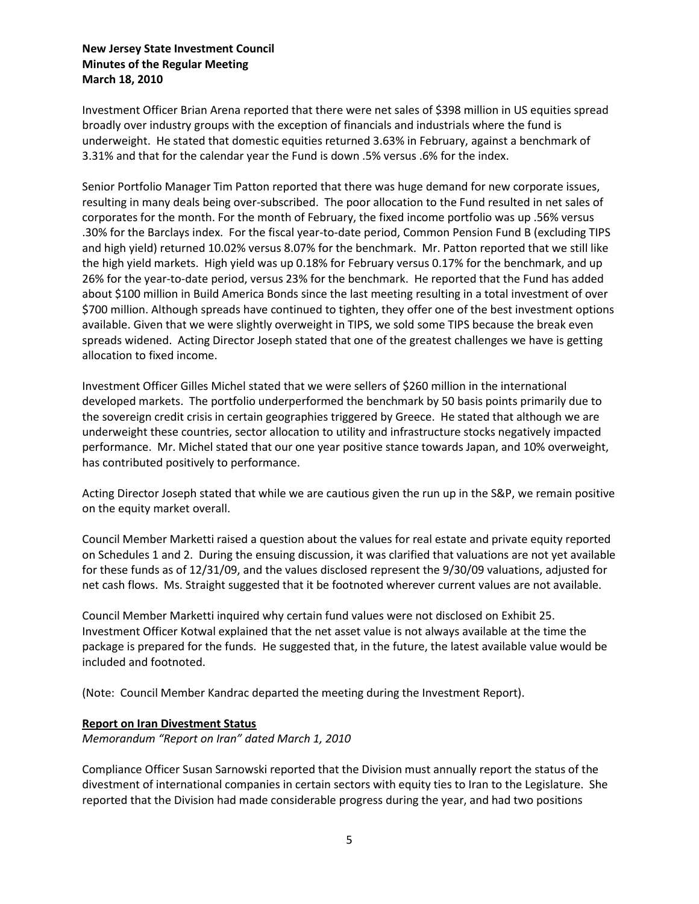Investment Officer Brian Arena reported that there were net sales of $398 million in US equities spread broadly over industry groups with the exception of financials and industrials where the fund is underweight. He stated that domestic equities returned 3.63% in February, against a benchmark of 3.31% and that for the calendar year the Fund is down .5% versus .6% for the index.

Senior Portfolio Manager Tim Patton reported that there was huge demand for new corporate issues, resulting in many deals being over-subscribed. The poor allocation to the Fund resulted in net sales of corporates for the month. For the month of February, the fixed income portfolio was up .56% versus .30% for the Barclays index. For the fiscal year-to-date period, Common Pension Fund B (excluding TIPS and high yield) returned 10.02% versus 8.07% for the benchmark. Mr. Patton reported that we still like the high yield markets. High yield was up 0.18% for February versus 0.17% for the benchmark, and up 26% for the year-to-date period, versus 23% for the benchmark. He reported that the Fund has added about $100 million in Build America Bonds since the last meeting resulting in a total investment of over $700 million. Although spreads have continued to tighten, they offer one of the best investment options available. Given that we were slightly overweight in TIPS, we sold some TIPS because the break even spreads widened. Acting Director Joseph stated that one of the greatest challenges we have is getting allocation to fixed income.

Investment Officer Gilles Michel stated that we were sellers of $260 million in the international developed markets. The portfolio underperformed the benchmark by 50 basis points primarily due to the sovereign credit crisis in certain geographies triggered by Greece. He stated that although we are underweight these countries, sector allocation to utility and infrastructure stocks negatively impacted performance. Mr. Michel stated that our one year positive stance towards Japan, and 10% overweight, has contributed positively to performance.

Acting Director Joseph stated that while we are cautious given the run up in the S&P, we remain positive on the equity market overall.

Council Member Marketti raised a question about the values for real estate and private equity reported on Schedules 1 and 2. During the ensuing discussion, it was clarified that valuations are not yet available for these funds as of 12/31/09, and the values disclosed represent the 9/30/09 valuations, adjusted for net cash flows. Ms. Straight suggested that it be footnoted wherever current values are not available.

Council Member Marketti inquired why certain fund values were not disclosed on Exhibit 25. Investment Officer Kotwal explained that the net asset value is not always available at the time the package is prepared for the funds. He suggested that, in the future, the latest available value would be included and footnoted.

(Note: Council Member Kandrac departed the meeting during the Investment Report).

**Report on Iran Divestment Status**

*Memorandum "Report on Iran" dated March 1, 2010*

Compliance Officer Susan Sarnowski reported that the Division must annually report the status of the divestment of international companies in certain sectors with equity ties to Iran to the Legislature. She reported that the Division had made considerable progress during the year, and had two positions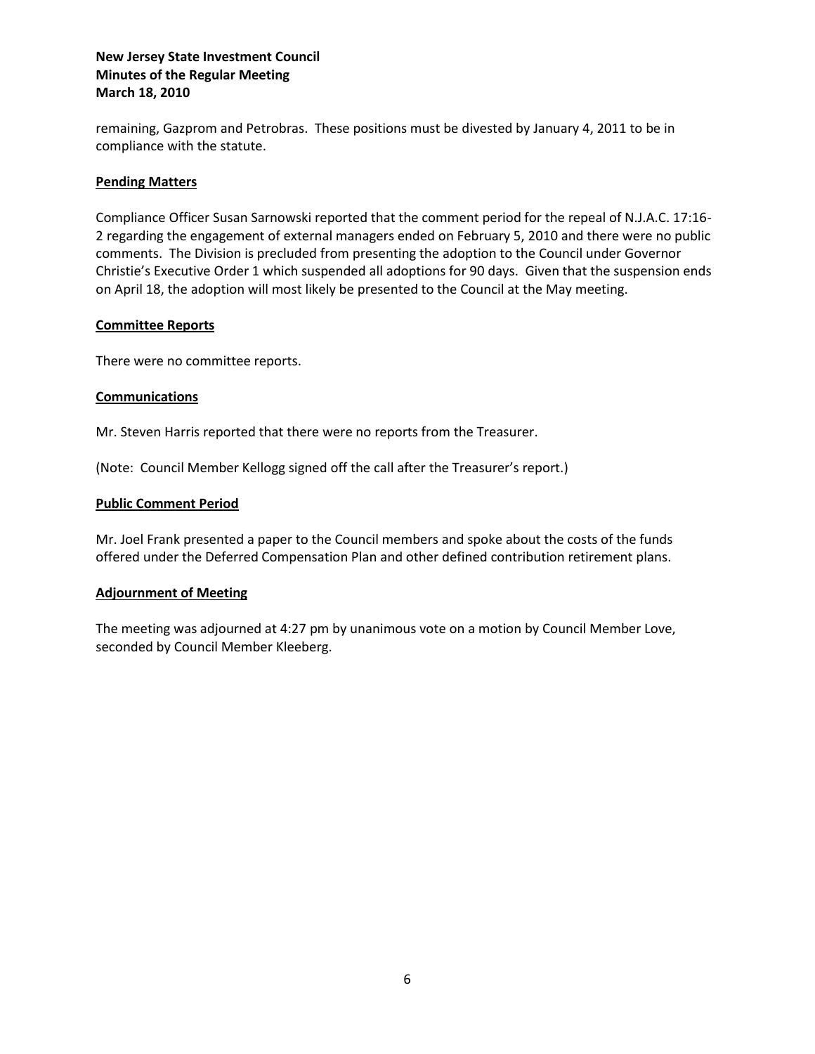remaining, Gazprom and Petrobras. These positions must be divested by January 4, 2011 to be in compliance with the statute.

**Pending Matters**

Compliance Officer Susan Sarnowski reported that the comment period for the repeal of N.J.A.C. 17:16-2 regarding the engagement of external managers ended on February 5, 2010 and there were no public comments. The Division is precluded from presenting the adoption to the Council under Governor Christie's Executive Order 1 which suspended all adoptions for 90 days. Given that the suspension ends on April 18, the adoption will most likely be presented to the Council at the May meeting.

**Committee Reports**

There were no committee reports.

**Communications**

Mr. Steven Harris reported that there were no reports from the Treasurer.

(Note: Council Member Kellogg signed off the call after the Treasurer's report.)

**Public Comment Period**

Mr. Joel Frank presented a paper to the Council members and spoke about the costs of the funds offered under the Deferred Compensation Plan and other defined contribution retirement plans.

**Adjournment of Meeting**

The meeting was adjourned at 4:27 pm by unanimous vote on a motion by Council Member Love, seconded by Council Member Kleeberg.